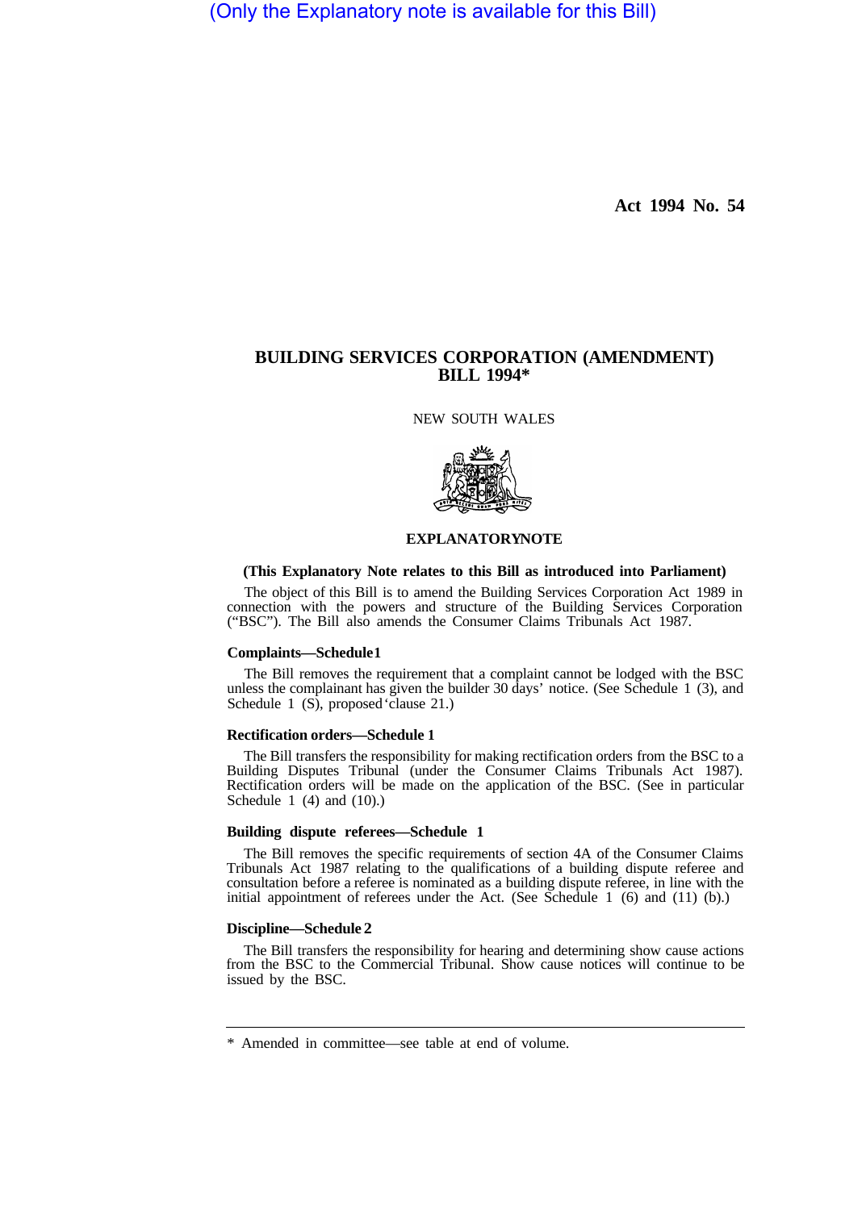(Only the Explanatory note is available for this Bill)

**Act 1994 No. 54**

# BUILDING SERVICES CORPORATION (AMENDMENT) BILL 1994*

NEW SOUTH WALES

## EXPLANATORY NOTE

**(This Explanatory Note relates to this Bill as introduced into Parliament)**

The object of this Bill is to amend the Building Services Corporation Act 1989 in connection with the powers and structure of the Building Services Corporation ("BSC"). The Bill also amends the Consumer Claims Tribunals Act 1987.

### Complaints—Schedule 1

The Bill removes the requirement that a complaint cannot be lodged with the BSC unless the complainant has given the builder 30 days' notice. (See Schedule 1 (3), and Schedule 1 (S), proposed clause 21.)

### Rectification orders—Schedule 1

The Bill transfers the responsibility for making rectification orders from the BSC to a Building Disputes Tribunal (under the Consumer Claims Tribunals Act 1987). Rectification orders will be made on the application of the BSC. (See in particular Schedule 1 (4) and (10).)

### Building dispute referees—Schedule 1

The Bill removes the specific requirements of section 4A of the Consumer Claims Tribunals Act 1987 relating to the qualifications of a building dispute referee and consultation before a referee is nominated as a building dispute referee, in line with the initial appointment of referees under the Act. (See Schedule 1 (6) and (11) (b).)

### Discipline—Schedule 2

The Bill transfers the responsibility for hearing and determining show cause actions from the BSC to the Commercial Tribunal. Show cause notices will continue to be issued by the BSC.

---

* Amended in committee—see table at end of volume.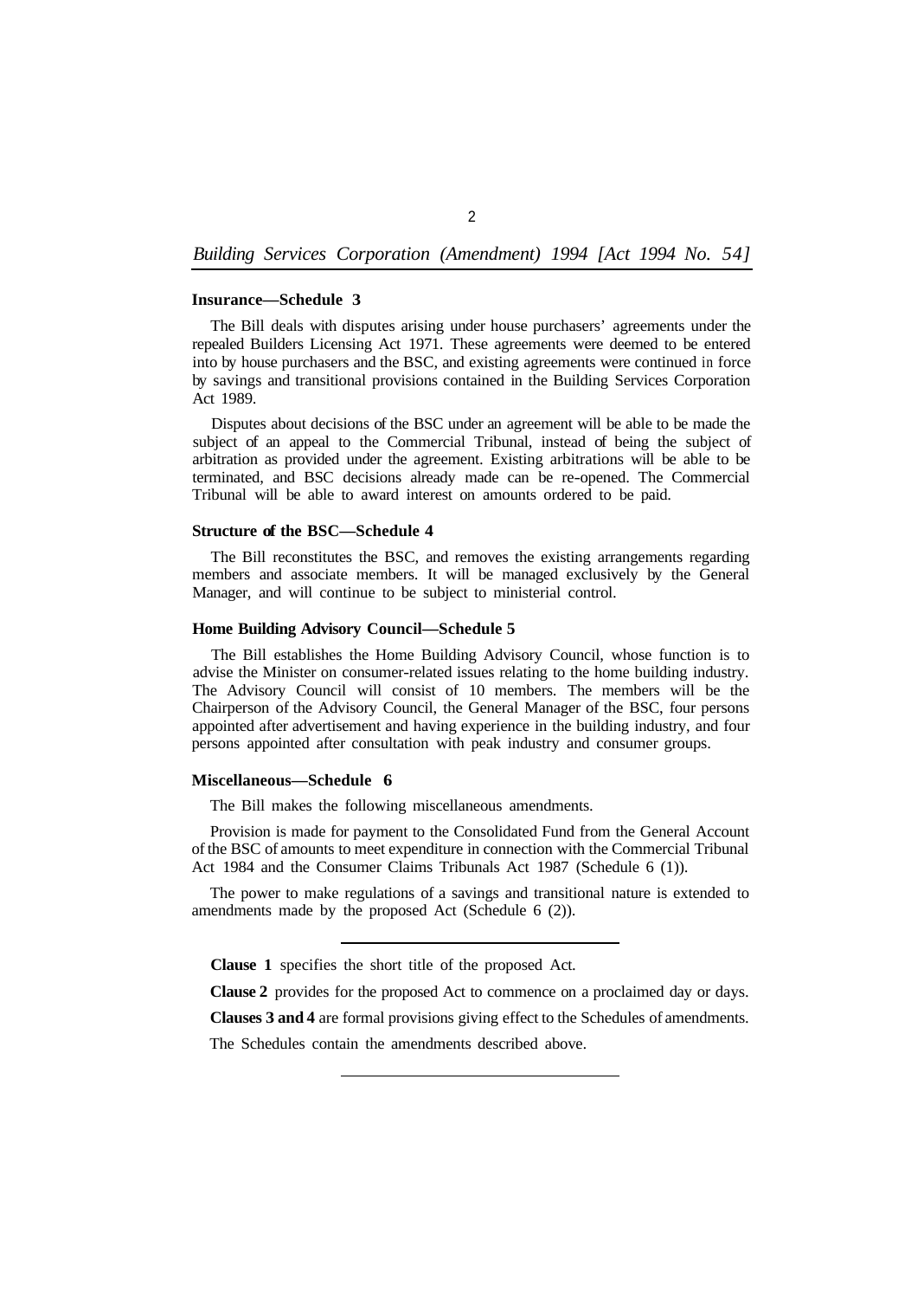**Insurance—Schedule 3**

The Bill deals with disputes arising under house purchasers' agreements under the repealed Builders Licensing Act 1971. These agreements were deemed to be entered into by house purchasers and the BSC, and existing agreements were continued in force by savings and transitional provisions contained in the Building Services Corporation Act 1989.

Disputes about decisions of the BSC under an agreement will be able to be made the subject of an appeal to the Commercial Tribunal, instead of being the subject of arbitration as provided under the agreement. Existing arbitrations will be able to be terminated, and BSC decisions already made can be re-opened. The Commercial Tribunal will be able to award interest on amounts ordered to be paid.

**Structure of the BSC—Schedule 4**

The Bill reconstitutes the BSC, and removes the existing arrangements regarding members and associate members. It will be managed exclusively by the General Manager, and will continue to be subject to ministerial control.

**Home Building Advisory Council—Schedule 5**

The Bill establishes the Home Building Advisory Council, whose function is to advise the Minister on consumer-related issues relating to the home building industry. The Advisory Council will consist of 10 members. The members will be the Chairperson of the Advisory Council, the General Manager of the BSC, four persons appointed after advertisement and having experience in the building industry, and four persons appointed after consultation with peak industry and consumer groups.

**Miscellaneous—Schedule 6**

The Bill makes the following miscellaneous amendments.

Provision is made for payment to the Consolidated Fund from the General Account of the BSC of amounts to meet expenditure in connection with the Commercial Tribunal Act 1984 and the Consumer Claims Tribunals Act 1987 (Schedule 6 (1)).

The power to make regulations of a savings and transitional nature is extended to amendments made by the proposed Act (Schedule 6 (2)).

---

**Clause 1** specifies the short title of the proposed Act.

**Clause 2** provides for the proposed Act to commence on a proclaimed day or days.

**Clauses 3 and 4** are formal provisions giving effect to the Schedules of amendments.

The Schedules contain the amendments described above.

---